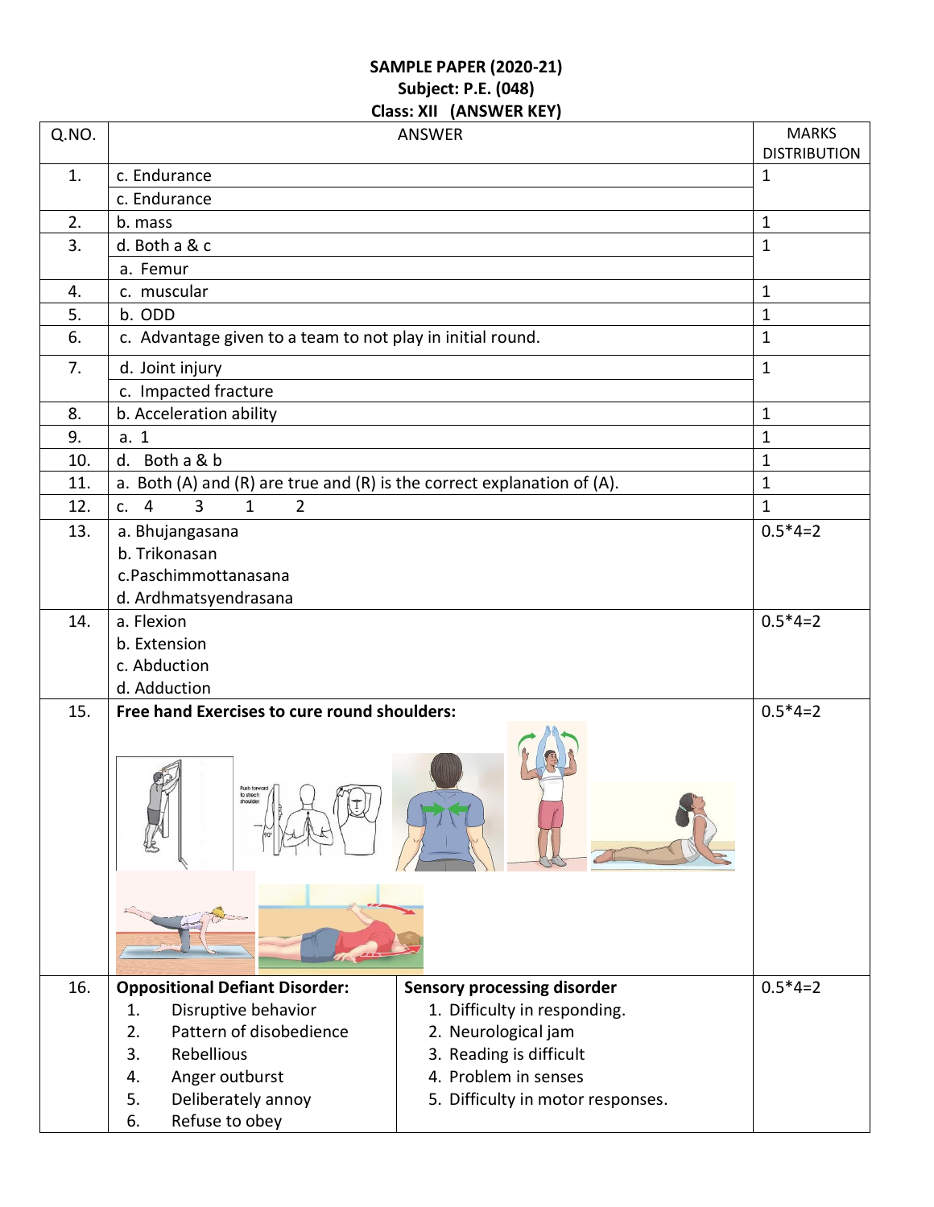**SAMPLE PAPER (2020-21)**
**Subject: P.E. (048)**
**Class: XII (ANSWER KEY)**

| Q.NO. | ANSWER | | MARKS DISTRIBUTION |
|---|---|---|---|
| 1. | c. Endurance<br>c. Endurance | | 1 |
| 2. | b. mass | | 1 |
| 3. | d. Both a & c<br>a. Femur | | 1 |
| 4. | c. muscular | | 1 |
| 5. | b. ODD | | 1 |
| 6. | c. Advantage given to a team to not play in initial round. | | 1 |
| 7. | d. Joint injury<br>c. Impacted fracture | | 1 |
| 8. | b. Acceleration ability | | 1 |
| 9. | a. 1 | | 1 |
| 10. | d. Both a & b | | 1 |
| 11. | a. Both (A) and (R) are true and (R) is the correct explanation of (A). | | 1 |
| 12. | c. 4 3 1 2 | | 1 |
| 13. | a. Bhujangasana<br>b. Trikonasan<br>c.Paschimmottanasana<br>d. Ardhmatsyendrasana | | 0.5*4=2 |
| 14. | a. Flexion<br>b. Extension<br>c. Abduction<br>d. Adduction | | 0.5*4=2 |
| 15. | **Free hand Exercises to cure round shoulders:** | | 0.5*4=2 |
| 16. | **Oppositional Defiant Disorder:**<br>1. Disruptive behavior<br>2. Pattern of disobedience<br>3. Rebellious<br>4. Anger outburst<br>5. Deliberately annoy<br>6. Refuse to obey | **Sensory processing disorder**<br>1. Difficulty in responding.<br>2. Neurological jam<br>3. Reading is difficult<br>4. Problem in senses<br>5. Difficulty in motor responses. | 0.5*4=2 |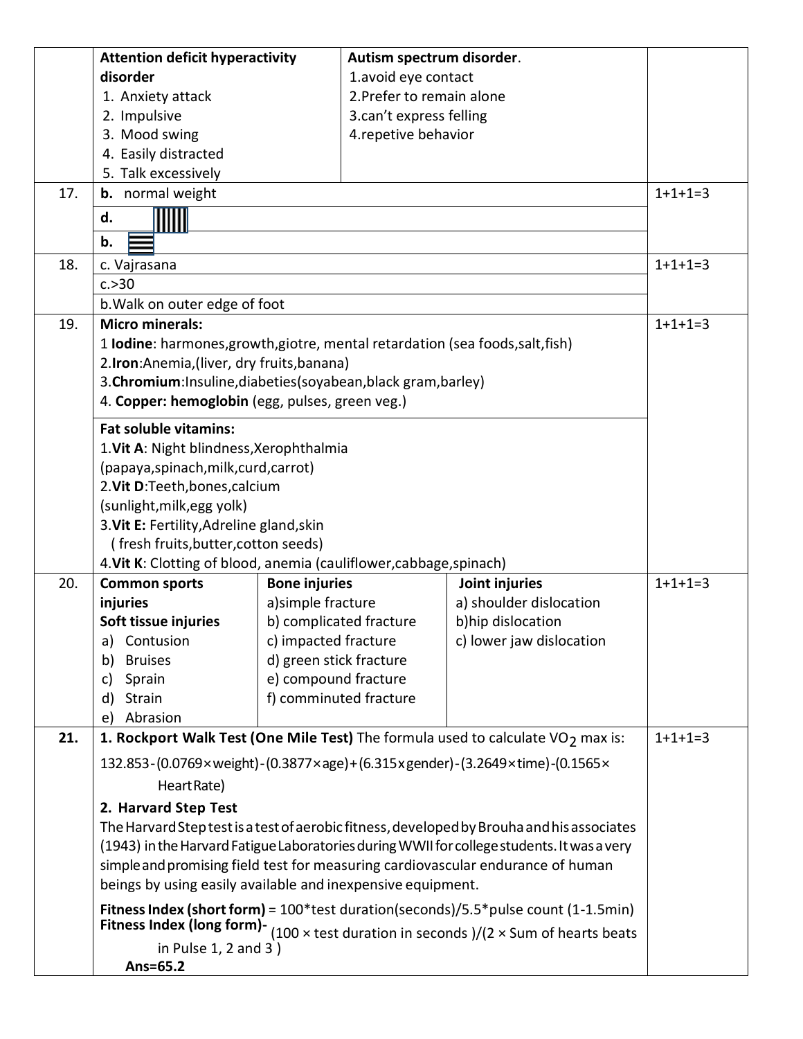| | | | |
|---|---|---|---|
| | **Attention deficit hyperactivity disorder**<br>1. Anxiety attack<br>2. Impulsive<br>3. Mood swing<br>4. Easily distracted<br>5. Talk excessively | **Autism spectrum disorder**.<br>1.avoid eye contact<br>2.Prefer to remain alone<br>3.can't express felling<br>4.repetive behavior | |
| 17. | **b.** normal weight<br>**d.**<br>**b.** | | 1+1+1=3 |
| 18. | c. Vajrasana<br>c.>30<br>b.Walk on outer edge of foot | | 1+1+1=3 |
| 19. | **Micro minerals:**<br>1 **Iodine**: harmones,growth,giotre, mental retardation (sea foods,salt,fish)<br>2.**Iron**:Anemia,(liver, dry fruits,banana)<br>3.**Chromium**:Insuline,diabeties(soyabean,black gram,barley)<br>4. **Copper: hemoglobin** (egg, pulses, green veg.)<br><br>**Fat soluble vitamins:**<br>1.**Vit A**: Night blindness,Xerophthalmia<br>(papaya,spinach,milk,curd,carrot)<br>2.**Vit D**:Teeth,bones,calcium<br>(sunlight,milk,egg yolk)<br>3.**Vit E:** Fertility,Adreline gland,skin<br>( fresh fruits,butter,cotton seeds)<br>4.**Vit K**: Clotting of blood, anemia (cauliflower,cabbage,spinach) | | 1+1+1=3 |
| 20. | **Common sports injuries**<br>**Soft tissue injuries**<br>a) Contusion<br>b) Bruises<br>c) Sprain<br>d) Strain<br>e) Abrasion | **Bone injuries**<br>a)simple fracture<br>b) complicated fracture<br>c) impacted fracture<br>d) green stick fracture<br>e) compound fracture<br>f) comminuted fracture<br><br>**Joint injuries**<br>a) shoulder dislocation<br>b)hip dislocation<br>c) lower jaw dislocation | | 1+1+1=3 |
| **21.** | **1. Rockport Walk Test (One Mile Test)** The formula used to calculate $VO_2$ max is:<br>132.853-(0.0769×weight)-(0.3877×age)+(6.315xgender)-(3.2649×time)-(0.1565× Heart Rate)<br>**2. Harvard Step Test**<br>The Harvard Step test is a test of aerobic fitness, developed by Brouha and his associates (1943) in the Harvard Fatigue Laboratories during WWII for college students. It was a very simple and promising field test for measuring cardiovascular endurance of human beings by using easily available and inexpensive equipment.<br>**Fitness Index (short form)** = 100*test duration(seconds)/5.5*pulse count (1-1.5min)<br>**Fitness Index (long form)**- (100 × test duration in seconds )/(2 × Sum of hearts beats in Pulse 1, 2 and 3 )<br>**Ans=65.2** | | 1+1+1=3 |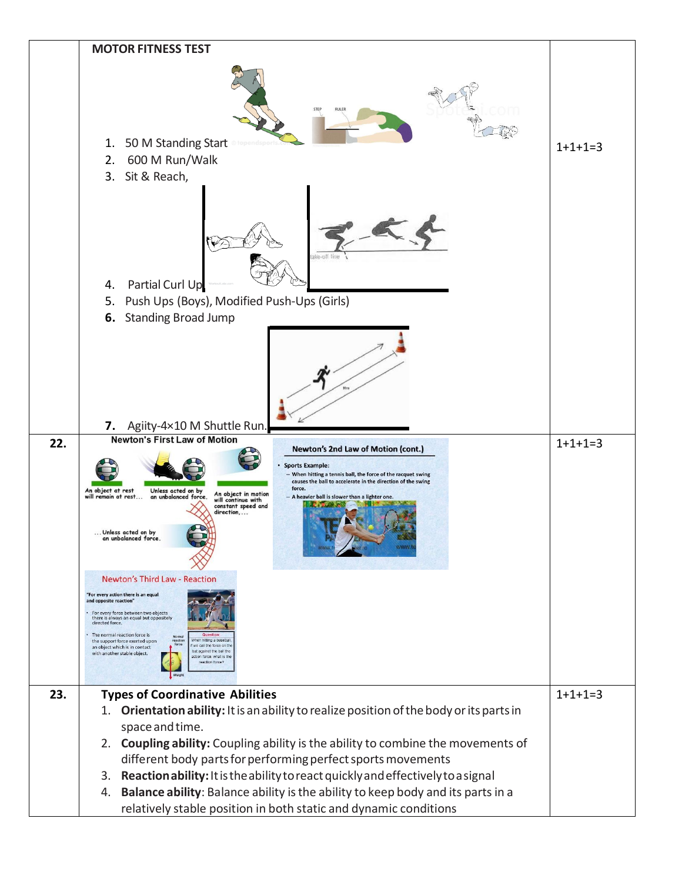| | | |
|---|---|---|
| | **MOTOR FITNESS TEST**<br>1. 50 M Standing Start<br>2. 600 M Run/Walk<br>3. Sit & Reach,<br>4. Partial Curl Up<br>5. Push Ups (Boys), Modified Push-Ups (Girls)<br>**6.** Standing Broad Jump<br>**7.** Agiity-4×10 M Shuttle Run. | 1+1+1=3 |
| **22.** | **Newton's First Law of Motion**<br>An object at rest will remain at rest… Unless acted on by an unbalanced force. An object in motion will continue with constant speed and direction,… …Unless acted on by an unbalanced force.<br>**Newton's 2nd Law of Motion (cont.)**<br>• Sports Example:<br>– When hitting a tennis ball, the force of the racquet swing causes the ball to accelerate in the direction of the swing force.<br>– A heavier ball is slower than a lighter one.<br>**Newton's Third Law - Reaction**<br>"For every action there is an equal and opposite reaction"<br>• For every force between two objects there is always an equal but oppositely directed force.<br>• The normal reaction force is the support force exerted upon an object which is in contact with another stable object.<br>Question: When hitting a baseball, if we call the force on the bat against the ball the action force, what is the reaction force? | 1+1+1=3 |
| **23.** | **Types of Coordinative Abilities**<br>1. **Orientation ability:** It is an ability to realize position of the body or its parts in space and time.<br>2. **Coupling ability:** Coupling ability is the ability to combine the movements of different body parts for performing perfect sports movements<br>3. **Reaction ability:** It is the ability to react quickly and effectively to a signal<br>4. **Balance ability**: Balance ability is the ability to keep body and its parts in a relatively stable position in both static and dynamic conditions | 1+1+1=3 |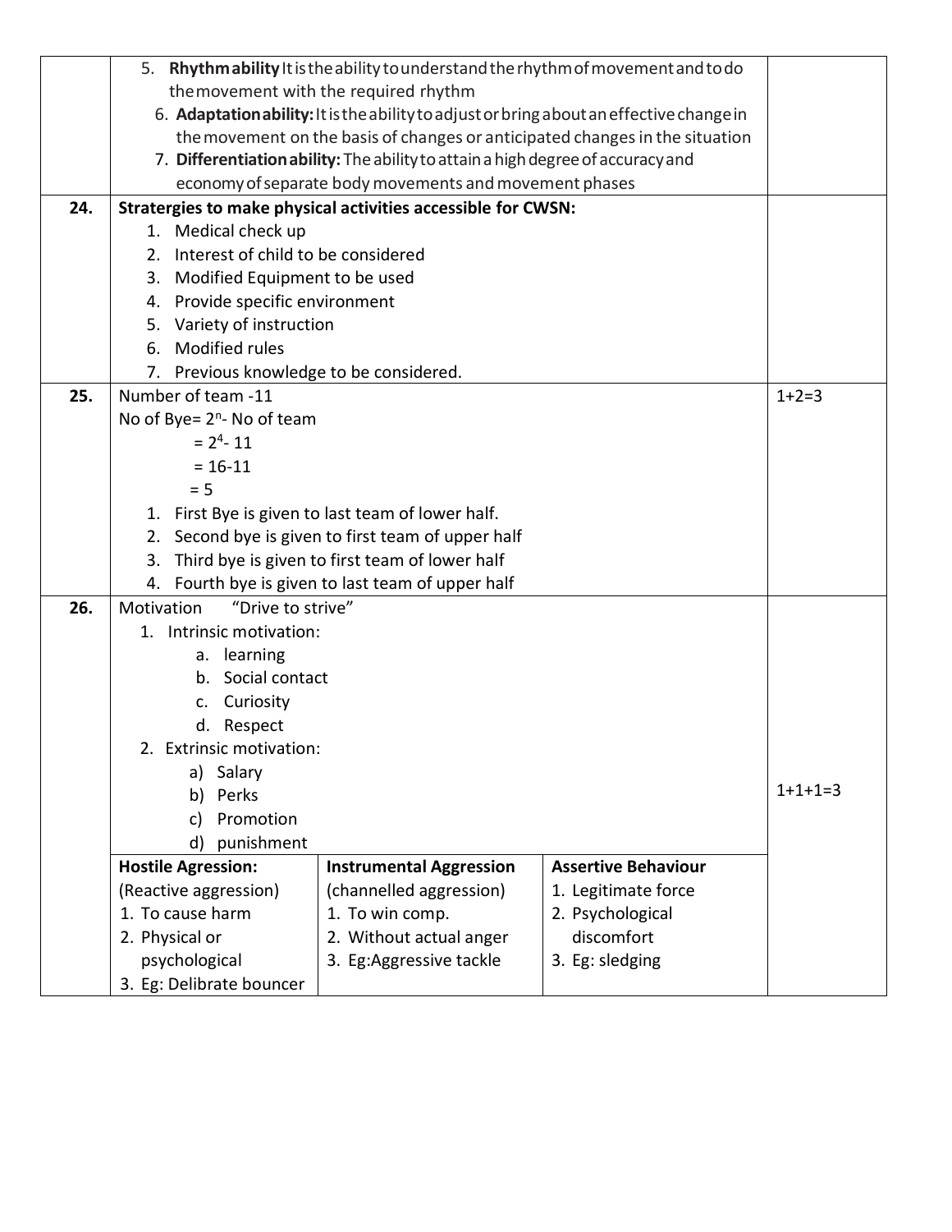| | | |
|---|---|---|
| | 5. **Rhythm ability** It is the ability to understand the rhythm of movement and to do the movement with the required rhythm<br>6. **Adaptation ability:** It is the ability to adjust or bring about an effective change in the movement on the basis of changes or anticipated changes in the situation<br>7. **Differentiation ability:** The ability to attain a high degree of accuracy and economy of separate body movements and movement phases | |
| **24.** | **Stratergies to make physical activities accessible for CWSN:**<br>1. Medical check up<br>2. Interest of child to be considered<br>3. Modified Equipment to be used<br>4. Provide specific environment<br>5. Variety of instruction<br>6. Modified rules<br>7. Previous knowledge to be considered. | |
| **25.** | Number of team -11<br>No of Bye= $2^n$- No of team<br>= $2^4$- 11<br>= 16-11<br>= 5<br>1. First Bye is given to last team of lower half.<br>2. Second bye is given to first team of upper half<br>3. Third bye is given to first team of lower half<br>4. Fourth bye is given to last team of upper half | 1+2=3 |
| **26.** | Motivation "Drive to strive"<br>1. Intrinsic motivation:<br>a. learning<br>b. Social contact<br>c. Curiosity<br>d. Respect<br>2. Extrinsic motivation:<br>a) Salary<br>b) Perks<br>c) Promotion<br>d) punishment<br><br>**Hostile Agression:** (Reactive aggression) 1. To cause harm 2. Physical or psychological 3. Eg: Delibrate bouncer<br><br>**Instrumental Aggression** (channelled aggression) 1. To win comp. 2. Without actual anger 3. Eg:Aggressive tackle<br><br>**Assertive Behaviour** 1. Legitimate force 2. Psychological discomfort 3. Eg: sledging | 1+1+1=3 |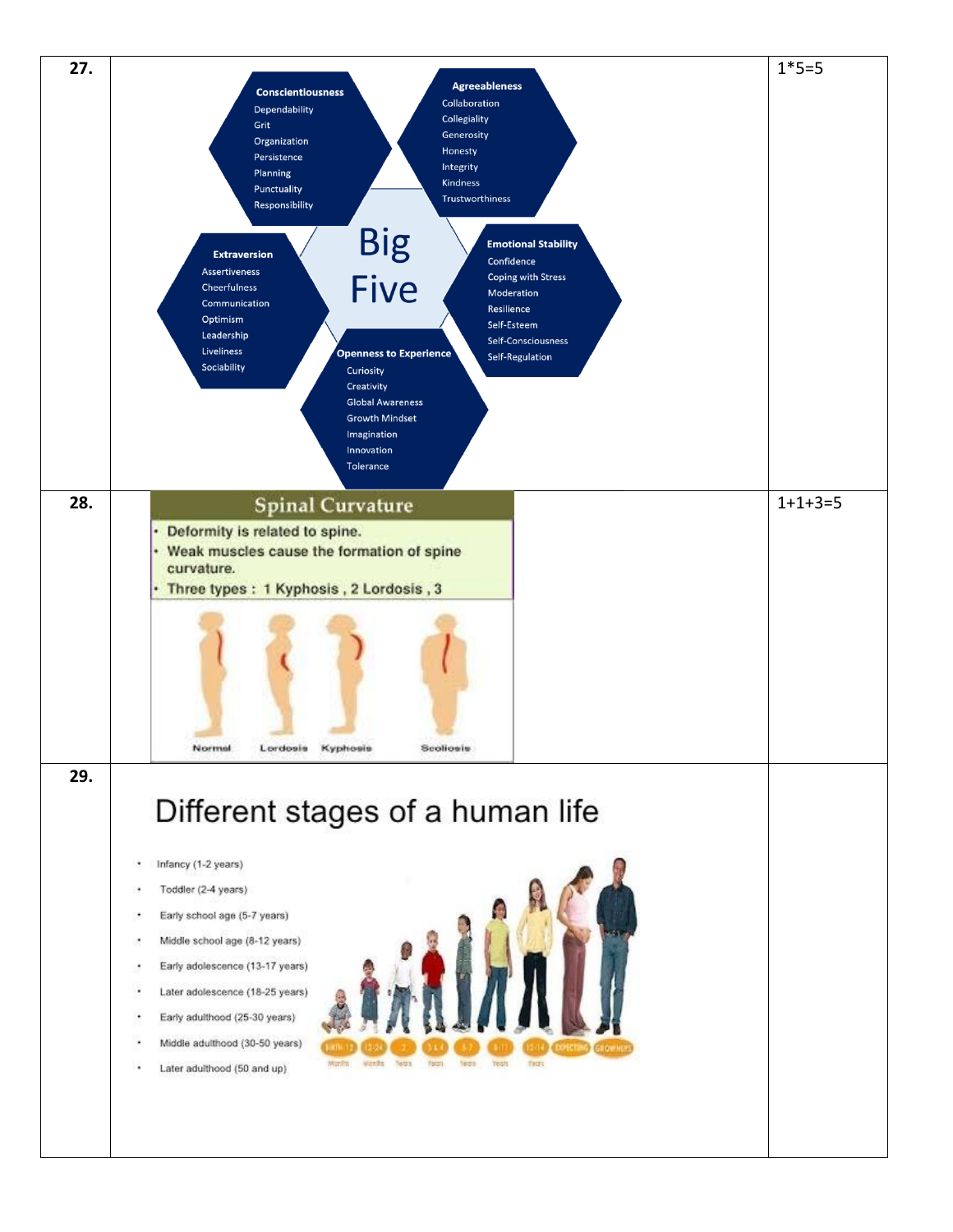| | | |
|---|---|---|
| 27. | **Big Five**<br><br>**Conscientiousness**: Dependability, Grit, Organization, Persistence, Planning, Punctuality, Responsibility<br><br>**Agreeableness**: Collaboration, Collegiality, Generosity, Honesty, Integrity, Kindness, Trustworthiness<br><br>**Extraversion**: Assertiveness, Cheerfulness, Communication, Optimism, Leadership, Liveliness, Sociability<br><br>**Emotional Stability**: Confidence, Coping with Stress, Moderation, Resilience, Self-Esteem, Self-Consciousness, Self-Regulation<br><br>**Openness to Experience**: Curiosity, Creativity, Global Awareness, Growth Mindset, Imagination, Innovation, Tolerance | 1*5=5 |
| 28. | **Spinal Curvature**<br>• Deformity is related to spine.<br>• Weak muscles cause the formation of spine curvature.<br>• Three types : 1 Kyphosis , 2 Lordosis , 3<br><br>Normal, Lordosis, Kyphosis, Scoliosis | 1+1+3=5 |
| 29. | **Different stages of a human life**<br>• Infancy (1-2 years)<br>• Toddler (2-4 years)<br>• Early school age (5-7 years)<br>• Middle school age (8-12 years)<br>• Early adolescence (13-17 years)<br>• Later adolescence (18-25 years)<br>• Early adulthood (25-30 years)<br>• Middle adulthood (30-50 years)<br>• Later adulthood (50 and up)<br><br>BIRTH-12 Months, 12-24 Months, 2 Years, 3 & 4 Years, 5-7 Years, 8-11 Years, 12-14 Years, EXPECTING, GROWNUPS | |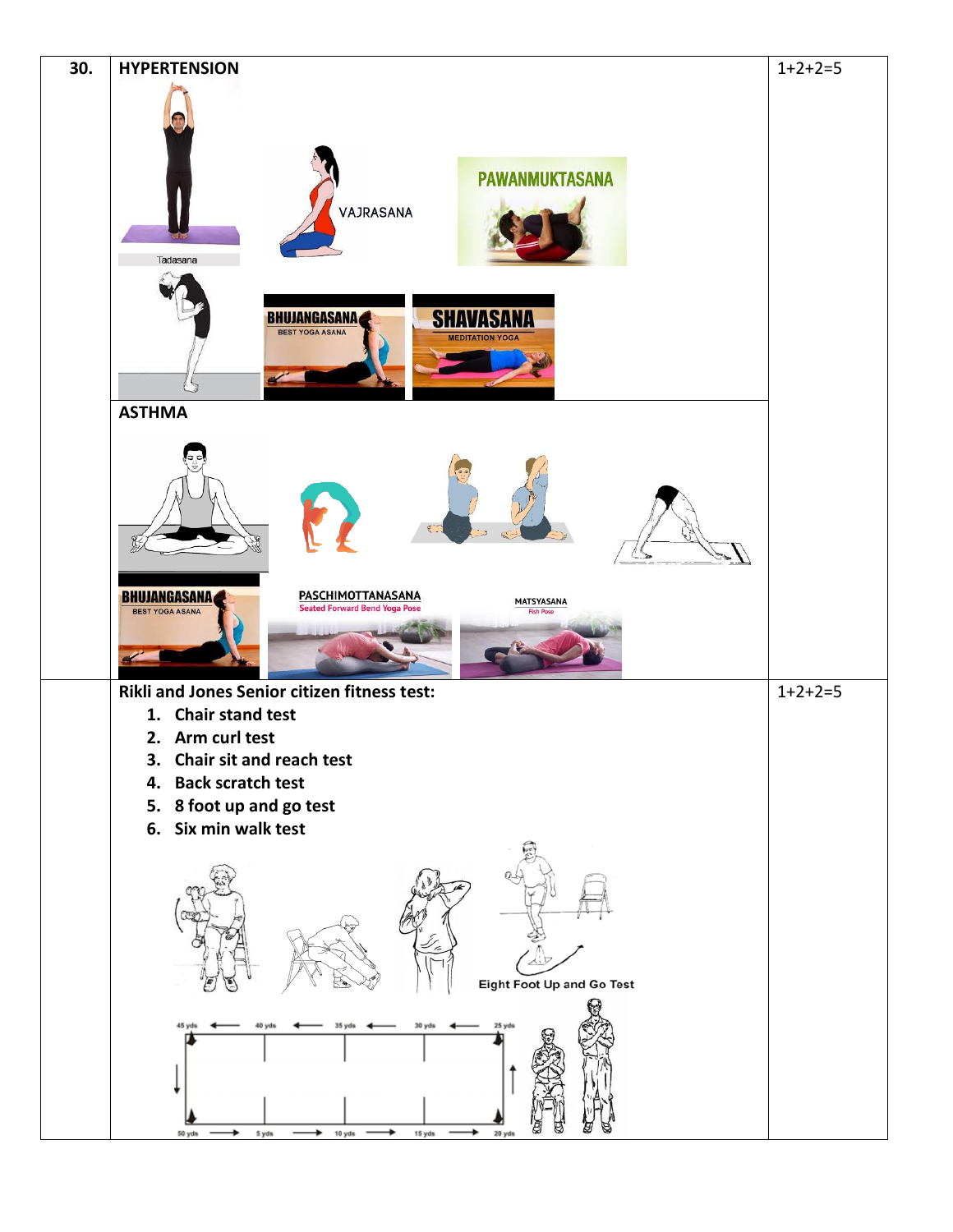| | | |
|---|---|---|
| 30. | **HYPERTENSION** | 1+2+2=5 |
| | Tadasana VAJRASANA PAWANMUKTASANA BHUJANGASANA BEST YOGA ASANA SHAVASANA MEDITATION YOGA | |
| | **ASTHMA** | |
| | BHUJANGASANA BEST YOGA ASANA PASCHIMOTTANASANA Seated Forward Bend Yoga Pose MATSYASANA Fish Pose | |
| | **Rikli and Jones Senior citizen fitness test:** 1. **Chair stand test** 2. **Arm curl test** 3. **Chair sit and reach test** 4. **Back scratch test** 5. **8 foot up and go test** 6. **Six min walk test** | 1+2+2=5 |
| | Eight Foot Up and Go Test | |
| | 45 yds 40 yds 35 yds 30 yds 25 yds 50 yds 5 yds 10 yds 15 yds 20 yds | |